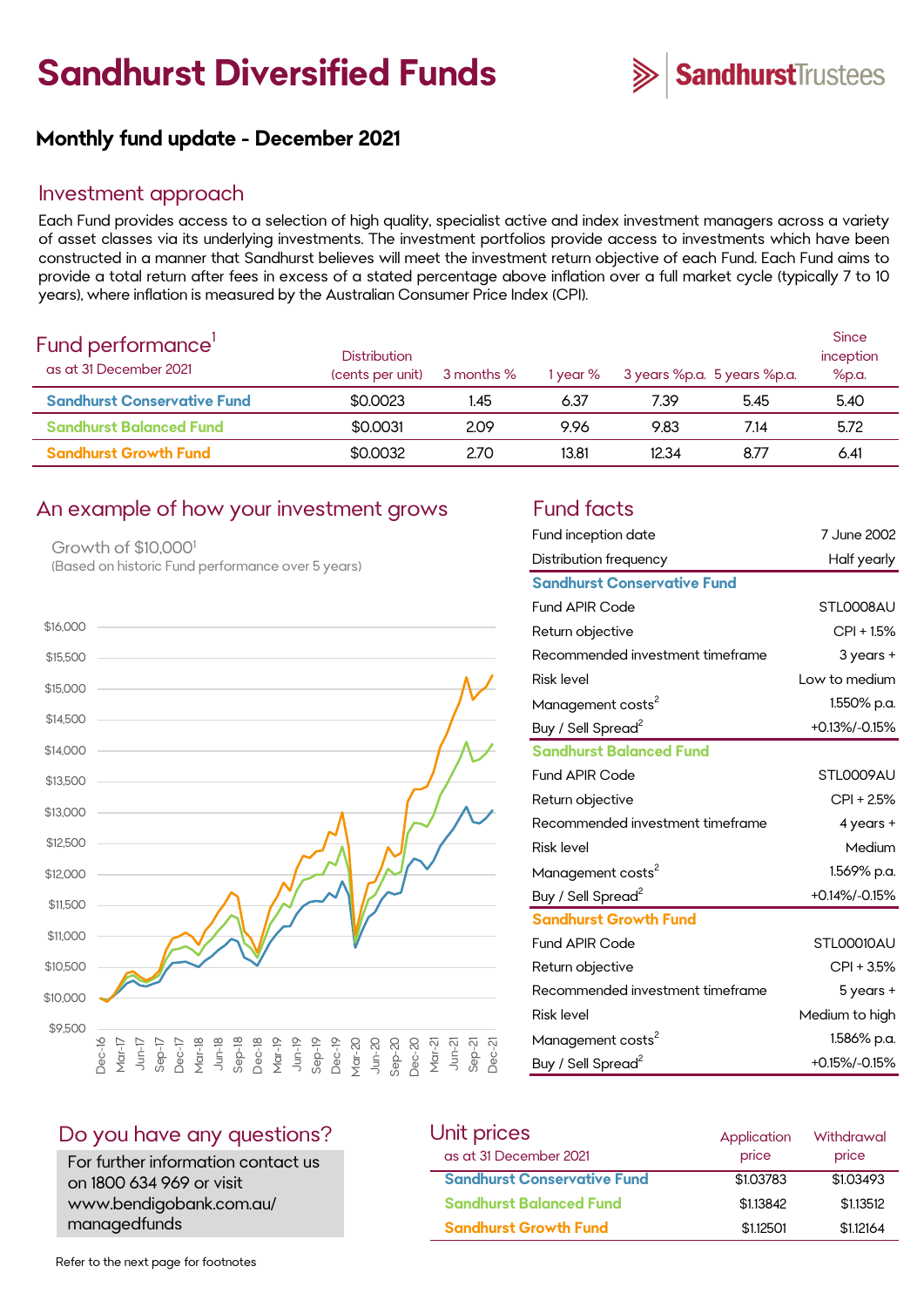# Sandhurst Diversified Funds

## Monthly fund update - December 2021

## Investment approach

Each Fund provides access to a selection of high quality, specialist active and index investment managers across a variety of asset classes via its underlying investments. The investment portfolios provide access to investments which have been constructed in a manner that Sandhurst believes will meet the investment return objective of each Fund. Each Fund aims to provide a total return after fees in excess of a stated percentage above inflation over a full market cycle (typically 7 to 10 years), where inflation is measured by the Australian Consumer Price Index (CPI).

## Fund performance[1]

as at 31 December 2021

| | Distribution (cents per unit) | 3 months % | 1 year % | 3 years %p.a. | 5 years %p.a. | Since inception %p.a. |
|---|---|---|---|---|---|---|
| Sandhurst Conservative Fund | $0.0023 | 1.45 | 6.37 | 7.39 | 5.45 | 5.40 |
| Sandhurst Balanced Fund | $0.0031 | 2.09 | 9.96 | 9.83 | 7.14 | 5.72 |
| Sandhurst Growth Fund | $0.0032 | 2.70 | 13.81 | 12.34 | 8.77 | 6.41 |

## An example of how your investment grows

Growth of $10,000[1]

(Based on historic Fund performance over 5 years)

## Fund facts

| | |
|---|---|
| Fund inception date | 7 June 2002 |
| Distribution frequency | Half yearly |
| **Sandhurst Conservative Fund** | |
| Fund APIR Code | STL0008AU |
| Return objective | CPI + 1.5% |
| Recommended investment timeframe | 3 years + |
| Risk level | Low to medium |
| Management costs[2] | 1.550% p.a. |
| Buy / Sell Spread[2] | +0.13%/-0.15% |
| **Sandhurst Balanced Fund** | |
| Fund APIR Code | STL0009AU |
| Return objective | CPI + 2.5% |
| Recommended investment timeframe | 4 years + |
| Risk level | Medium |
| Management costs[2] | 1.569% p.a. |
| Buy / Sell Spread[2] | +0.14%/-0.15% |
| **Sandhurst Growth Fund** | |
| Fund APIR Code | STL00010AU |
| Return objective | CPI + 3.5% |
| Recommended investment timeframe | 5 years + |
| Risk level | Medium to high |
| Management costs[2] | 1.586% p.a. |
| Buy / Sell Spread[2] | +0.15%/-0.15% |

## Do you have any questions?

For further information contact us on 1800 634 969 or visit www.bendigobank.com.au/managedfunds

## Unit prices

as at 31 December 2021

| | Application price | Withdrawal price |
|---|---|---|
| Sandhurst Conservative Fund | $1.03783 | $1.03493 |
| Sandhurst Balanced Fund | $1.13842 | $1.13512 |
| Sandhurst Growth Fund | $1.12501 | $1.12164 |

Refer to the next page for footnotes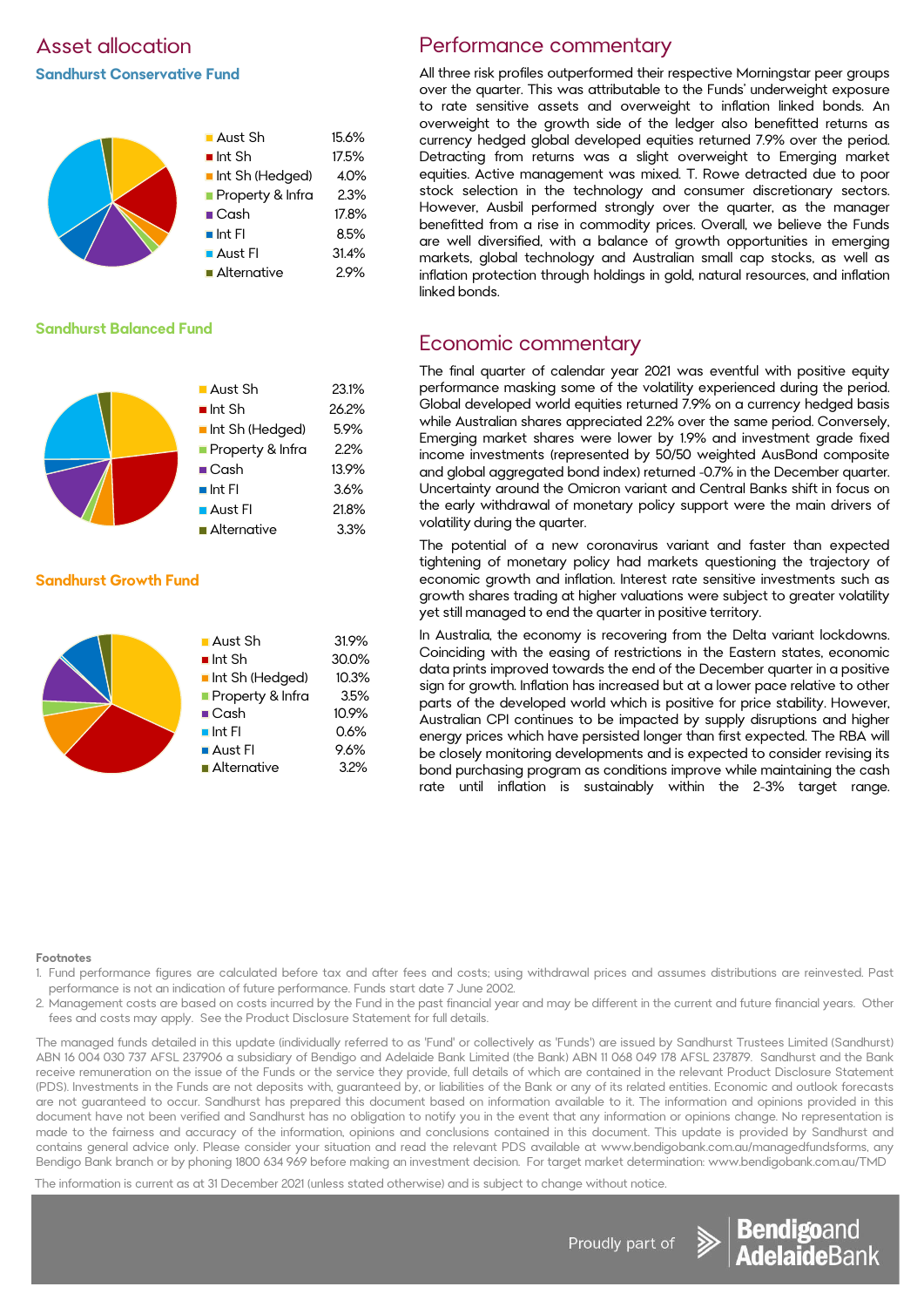## Asset allocation

### Sandhurst Conservative Fund

Aust Sh 15.6%
Int Sh 17.5%
Int Sh (Hedged) 4.0%
Property & Infra 2.3%
Cash 17.8%
Int FI 8.5%
Aust FI 31.4%
Alternative 2.9%

### Sandhurst Balanced Fund

Aust Sh 23.1%
Int Sh 26.2%
Int Sh (Hedged) 5.9%
Property & Infra 2.2%
Cash 13.9%
Int FI 3.6%
Aust FI 21.8%
Alternative 3.3%

### Sandhurst Growth Fund

Aust Sh 31.9%
Int Sh 30.0%
Int Sh (Hedged) 10.3%
Property & Infra 3.5%
Cash 10.9%
Int FI 0.6%
Aust FI 9.6%
Alternative 3.2%

## Performance commentary

All three risk profiles outperformed their respective Morningstar peer groups over the quarter. This was attributable to the Funds' underweight exposure to rate sensitive assets and overweight to inflation linked bonds. An overweight to the growth side of the ledger also benefitted returns as currency hedged global developed equities returned 7.9% over the period. Detracting from returns was a slight overweight to Emerging market equities. Active management was mixed. T. Rowe detracted due to poor stock selection in the technology and consumer discretionary sectors. However, Ausbil performed strongly over the quarter, as the manager benefitted from a rise in commodity prices. Overall, we believe the Funds are well diversified, with a balance of growth opportunities in emerging markets, global technology and Australian small cap stocks, as well as inflation protection through holdings in gold, natural resources, and inflation linked bonds.

## Economic commentary

The final quarter of calendar year 2021 was eventful with positive equity performance masking some of the volatility experienced during the period. Global developed world equities returned 7.9% on a currency hedged basis while Australian shares appreciated 2.2% over the same period. Conversely, Emerging market shares were lower by 1.9% and investment grade fixed income investments (represented by 50/50 weighted AusBond composite and global aggregated bond index) returned -0.7% in the December quarter. Uncertainty around the Omicron variant and Central Banks shift in focus on the early withdrawal of monetary policy support were the main drivers of volatility during the quarter.

The potential of a new coronavirus variant and faster than expected tightening of monetary policy had markets questioning the trajectory of economic growth and inflation. Interest rate sensitive investments such as growth shares trading at higher valuations were subject to greater volatility yet still managed to end the quarter in positive territory.

In Australia, the economy is recovering from the Delta variant lockdowns. Coinciding with the easing of restrictions in the Eastern states, economic data prints improved towards the end of the December quarter in a positive sign for growth. Inflation has increased but at a lower pace relative to other parts of the developed world which is positive for price stability. However, Australian CPI continues to be impacted by supply disruptions and higher energy prices which have persisted longer than first expected. The RBA will be closely monitoring developments and is expected to consider revising its bond purchasing program as conditions improve while maintaining the cash rate until inflation is sustainably within the 2-3% target range.

**Footnotes**

1. Fund performance figures are calculated before tax and after fees and costs; using withdrawal prices and assumes distributions are reinvested. Past performance is not an indication of future performance. Funds start date 7 June 2002.
2. Management costs are based on costs incurred by the Fund in the past financial year and may be different in the current and future financial years. Other fees and costs may apply. See the Product Disclosure Statement for full details.

The managed funds detailed in this update (individually referred to as 'Fund' or collectively as 'Funds') are issued by Sandhurst Trustees Limited (Sandhurst) ABN 16 004 030 737 AFSL 237906 a subsidiary of Bendigo and Adelaide Bank Limited (the Bank) ABN 11 068 049 178 AFSL 237879. Sandhurst and the Bank receive remuneration on the issue of the Funds or the service they provide, full details of which are contained in the relevant Product Disclosure Statement (PDS). Investments in the Funds are not deposits with, guaranteed by, or liabilities of the Bank or any of its related entities. Economic and outlook forecasts are not guaranteed to occur. Sandhurst has prepared this document based on information available to it. The information and opinions provided in this document have not been verified and Sandhurst has no obligation to notify you in the event that any information or opinions change. No representation is made to the fairness and accuracy of the information, opinions and conclusions contained in this document. This update is provided by Sandhurst and contains general advice only. Please consider your situation and read the relevant PDS available at www.bendigobank.com.au/managedfundsforms, any Bendigo Bank branch or by phoning 1800 634 969 before making an investment decision. For target market determination: www.bendigobank.com.au/TMD

The information is current as at 31 December 2021 (unless stated otherwise) and is subject to change without notice.

Proudly part of Bendigo and Adelaide Bank